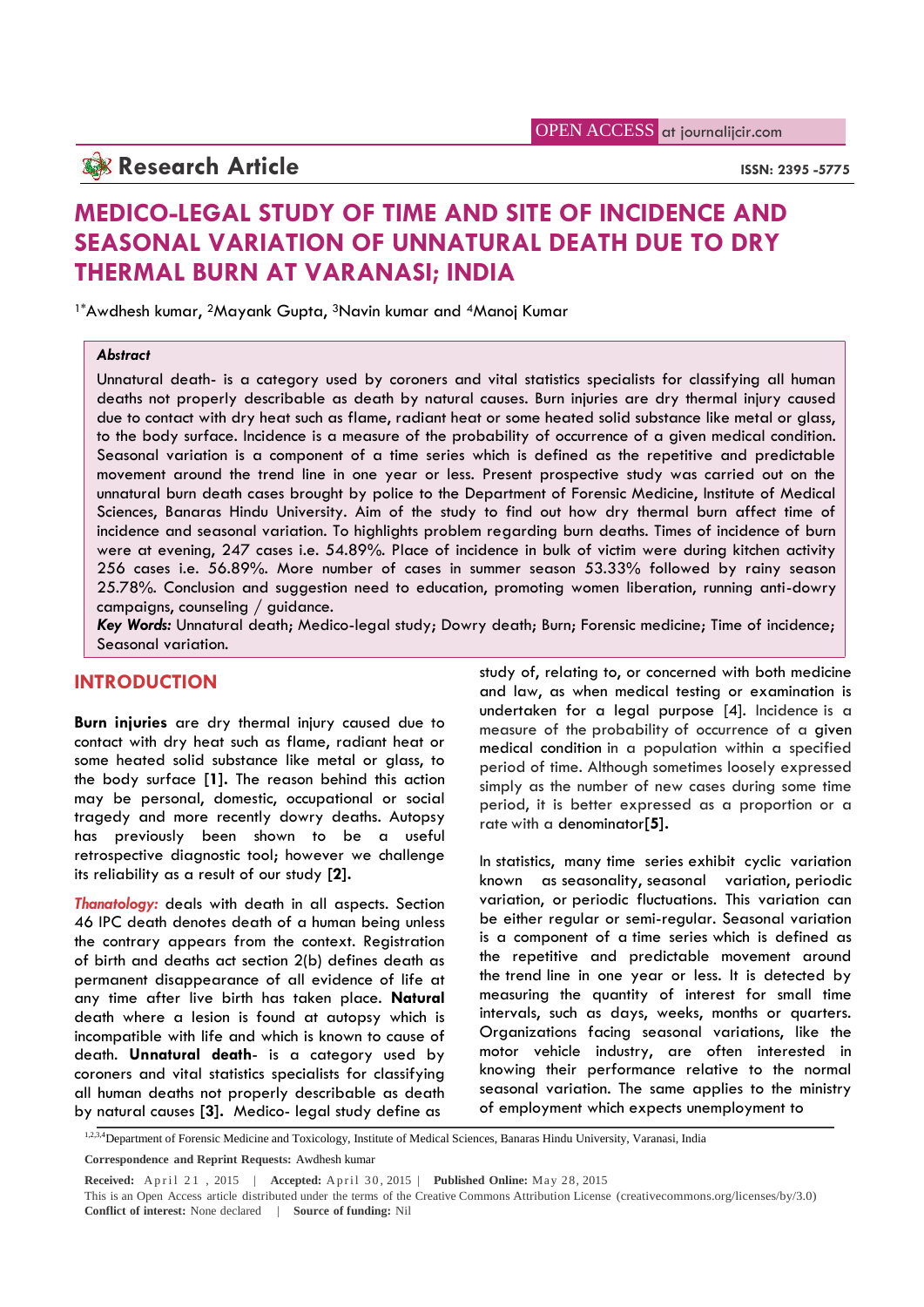OPEN ACCESS at journalijcir.com

**Research Article**

ISSN: 2395 -5775

# MEDICO-LEGAL STUDY OF TIME AND SITE OF INCIDENCE AND SEASONAL VARIATION OF UNNATURAL DEATH DUE TO DRY THERMAL BURN AT VARANASI; INDIA

[1*]Awdhesh kumar, [2]Mayank Gupta, [3]Navin kumar and [4]Manoj Kumar

***Abstract***

Unnatural death- is a category used by coroners and vital statistics specialists for classifying all human deaths not properly describable as death by natural causes. Burn injuries are dry thermal injury caused due to contact with dry heat such as flame, radiant heat or some heated solid substance like metal or glass, to the body surface. Incidence is a measure of the probability of occurrence of a given medical condition. Seasonal variation is a component of a time series which is defined as the repetitive and predictable movement around the trend line in one year or less. Present prospective study was carried out on the unnatural burn death cases brought by police to the Department of Forensic Medicine, Institute of Medical Sciences, Banaras Hindu University. Aim of the study to find out how dry thermal burn affect time of incidence and seasonal variation. To highlights problem regarding burn deaths. Times of incidence of burn were at evening, 247 cases i.e. 54.89%. Place of incidence in bulk of victim were during kitchen activity 256 cases i.e. 56.89%. More number of cases in summer season 53.33% followed by rainy season 25.78%. Conclusion and suggestion need to education, promoting women liberation, running anti-dowry campaigns, counseling / guidance.

***Key Words:*** Unnatural death; Medico-legal study; Dowry death; Burn; Forensic medicine; Time of incidence; Seasonal variation.

## INTRODUCTION

**Burn injuries** are dry thermal injury caused due to contact with dry heat such as flame, radiant heat or some heated solid substance like metal or glass, to the body surface **[1]**. The reason behind this action may be personal, domestic, occupational or social tragedy and more recently dowry deaths. Autopsy has previously been shown to be a useful retrospective diagnostic tool; however we challenge its reliability as a result of our study **[2]**.

***Thanatology:*** deals with death in all aspects. Section 46 IPC death denotes death of a human being unless the contrary appears from the context. Registration of birth and deaths act section 2(b) defines death as permanent disappearance of all evidence of life at any time after live birth has taken place. **Natural** death where a lesion is found at autopsy which is incompatible with life and which is known to cause of death. **Unnatural death**- is a category used by coroners and vital statistics specialists for classifying all human deaths not properly describable as death by natural causes **[3]**. Medico- legal study define as study of, relating to, or concerned with both medicine and law, as when medical testing or examination is undertaken for a legal purpose [4]. Incidence is a measure of the probability of occurrence of a given medical condition in a population within a specified period of time. Although sometimes loosely expressed simply as the number of new cases during some time period, it is better expressed as a proportion or a rate with a denominator**[5]**.

In statistics, many time series exhibit cyclic variation known as seasonality, seasonal variation, periodic variation, or periodic fluctuations. This variation can be either regular or semi-regular. Seasonal variation is a component of a time series which is defined as the repetitive and predictable movement around the trend line in one year or less. It is detected by measuring the quantity of interest for small time intervals, such as days, weeks, months or quarters. Organizations facing seasonal variations, like the motor vehicle industry, are often interested in knowing their performance relative to the normal seasonal variation. The same applies to the ministry of employment which expects unemployment to

[1,2,3,4]Department of Forensic Medicine and Toxicology, Institute of Medical Sciences, Banaras Hindu University, Varanasi, India

**Correspondence and Reprint Requests:** Awdhesh kumar

**Received:** April 21 , 2015 | **Accepted:** April 30, 2015 | **Published Online:** May 28, 2015

This is an Open Access article distributed under the terms of the Creative Commons Attribution License (creativecommons.org/licenses/by/3.0)

**Conflict of interest:** None declared | **Source of funding:** Nil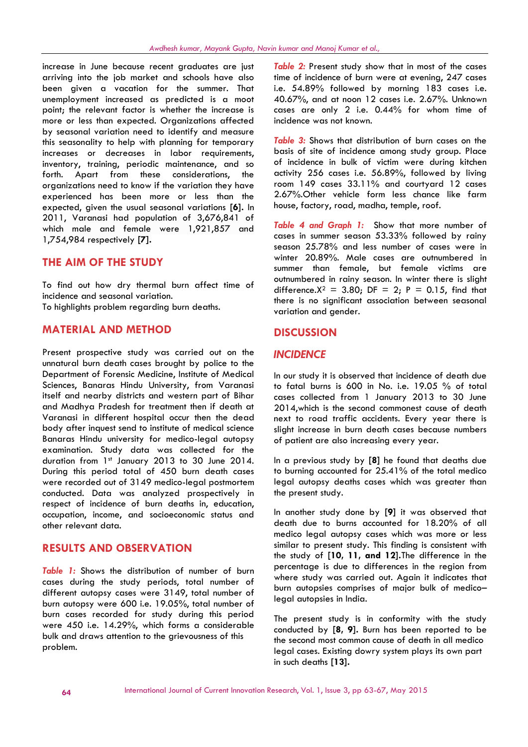increase in June because recent graduates are just arriving into the job market and schools have also been given a vacation for the summer. That unemployment increased as predicted is a moot point; the relevant factor is whether the increase is more or less than expected. Organizations affected by seasonal variation need to identify and measure this seasonality to help with planning for temporary increases or decreases in labor requirements, inventory, training, periodic maintenance, and so forth. Apart from these considerations, the organizations need to know if the variation they have experienced has been more or less than the expected, given the usual seasonal variations **[6]**. In 2011, Varanasi had population of 3,676,841 of which male and female were 1,921,857 and 1,754,984 respectively **[7]**.

## THE AIM OF THE STUDY

To find out how dry thermal burn affect time of incidence and seasonal variation.
To highlights problem regarding burn deaths.

## MATERIAL AND METHOD

Present prospective study was carried out on the unnatural burn death cases brought by police to the Department of Forensic Medicine, Institute of Medical Sciences, Banaras Hindu University, from Varanasi itself and nearby districts and western part of Bihar and Madhya Pradesh for treatment then if death at Varanasi in different hospital occur then the dead body after inquest send to institute of medical science Banaras Hindu university for medico-legal autopsy examination. Study data was collected for the duration from 1st January 2013 to 30 June 2014. During this period total of 450 burn death cases were recorded out of 3149 medico-legal postmortem conducted. Data was analyzed prospectively in respect of incidence of burn deaths in, education, occupation, income, and socioeconomic status and other relevant data.

## RESULTS AND OBSERVATION

***Table 1:*** Shows the distribution of number of burn cases during the study periods, total number of different autopsy cases were 3149, total number of burn autopsy were 600 i.e. 19.05%, total number of burn cases recorded for study during this period were 450 i.e. 14.29%, which forms a considerable bulk and draws attention to the grievousness of this problem.

***Table 2:*** Present study show that in most of the cases time of incidence of burn were at evening, 247 cases i.e. 54.89% followed by morning 183 cases i.e. 40.67%, and at noon 12 cases i.e. 2.67%. Unknown cases are only 2 i.e. 0.44% for whom time of incidence was not known.

***Table 3:*** Shows that distribution of burn cases on the basis of site of incidence among study group. Place of incidence in bulk of victim were during kitchen activity 256 cases i.e. 56.89%, followed by living room 149 cases 33.11% and courtyard 12 cases 2.67%.Other vehicle form less chance like farm house, factory, road, madha, temple, roof.

***Table 4 and Graph 1:*** Show that more number of cases in summer season 53.33% followed by rainy season 25.78% and less number of cases were in winter 20.89%. Male cases are outnumbered in summer than female, but female victims are outnumbered in rainy season. In winter there is slight difference.$X^2$ = 3.80; DF = 2; P = 0.15, find that there is no significant association between seasonal variation and gender.

## DISCUSSION

### *INCIDENCE*

In our study it is observed that incidence of death due to fatal burns is 600 in No. i.e. 19.05 % of total cases collected from 1 January 2013 to 30 June 2014,which is the second commonest cause of death next to road traffic accidents. Every year there is slight increase in burn death cases because numbers of patient are also increasing every year.

In a previous study by **[8]** he found that deaths due to burning accounted for 25.41% of the total medico legal autopsy deaths cases which was greater than the present study.

In another study done by **[9]** it was observed that death due to burns accounted for 18.20% of all medico legal autopsy cases which was more or less similar to present study. This finding is consistent with the study of **[10, 11, and 12]**.The difference in the percentage is due to differences in the region from where study was carried out. Again it indicates that burn autopsies comprises of major bulk of medico–legal autopsies in India.

The present study is in conformity with the study conducted by **[8, 9]**. Burn has been reported to be the second most common cause of death in all medico legal cases. Existing dowry system plays its own part in such deaths **[13]**.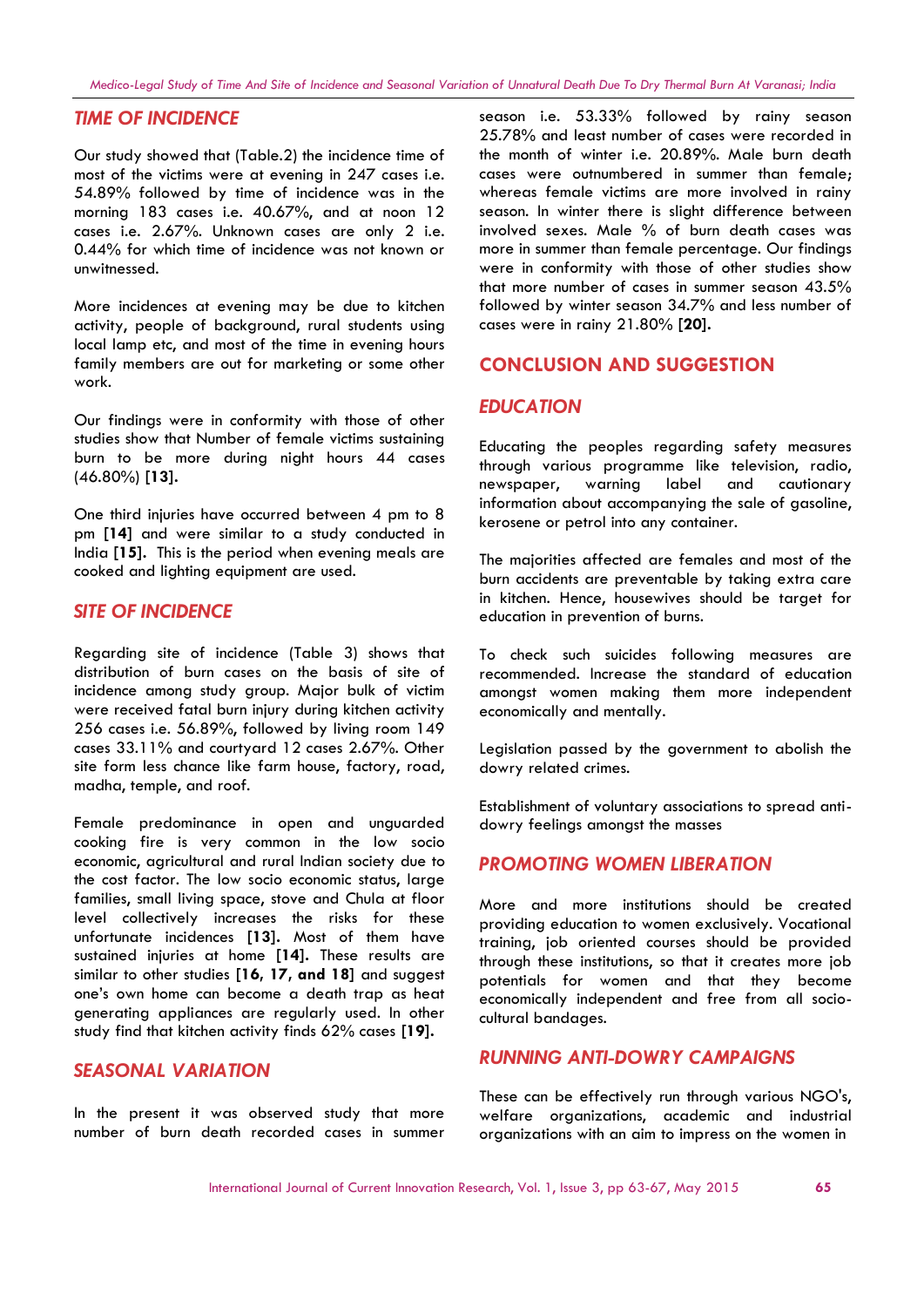## TIME OF INCIDENCE

Our study showed that (Table.2) the incidence time of most of the victims were at evening in 247 cases i.e. 54.89% followed by time of incidence was in the morning 183 cases i.e. 40.67%, and at noon 12 cases i.e. 2.67%. Unknown cases are only 2 i.e. 0.44% for which time of incidence was not known or unwitnessed.

More incidences at evening may be due to kitchen activity, people of background, rural students using local lamp etc, and most of the time in evening hours family members are out for marketing or some other work.

Our findings were in conformity with those of other studies show that Number of female victims sustaining burn to be more during night hours 44 cases (46.80%) **[13]**.

One third injuries have occurred between 4 pm to 8 pm **[14]** and were similar to a study conducted in India **[15]**. This is the period when evening meals are cooked and lighting equipment are used.

## SITE OF INCIDENCE

Regarding site of incidence (Table 3) shows that distribution of burn cases on the basis of site of incidence among study group. Major bulk of victim were received fatal burn injury during kitchen activity 256 cases i.e. 56.89%, followed by living room 149 cases 33.11% and courtyard 12 cases 2.67%. Other site form less chance like farm house, factory, road, madha, temple, and roof.

Female predominance in open and unguarded cooking fire is very common in the low socio economic, agricultural and rural Indian society due to the cost factor. The low socio economic status, large families, small living space, stove and Chula at floor level collectively increases the risks for these unfortunate incidences **[13]**. Most of them have sustained injuries at home **[14].** These results are similar to other studies **[16**, **17**, **and 18]** and suggest one's own home can become a death trap as heat generating appliances are regularly used. In other study find that kitchen activity finds 62% cases **[19].**

## SEASONAL VARIATION

In the present it was observed study that more number of burn death recorded cases in summer season i.e. 53.33% followed by rainy season 25.78% and least number of cases were recorded in the month of winter i.e. 20.89%. Male burn death cases were outnumbered in summer than female; whereas female victims are more involved in rainy season. In winter there is slight difference between involved sexes. Male % of burn death cases was more in summer than female percentage. Our findings were in conformity with those of other studies show that more number of cases in summer season 43.5% followed by winter season 34.7% and less number of cases were in rainy 21.80% **[20].**

# CONCLUSION AND SUGGESTION

## EDUCATION

Educating the peoples regarding safety measures through various programme like television, radio, newspaper, warning label and cautionary information about accompanying the sale of gasoline, kerosene or petrol into any container.

The majorities affected are females and most of the burn accidents are preventable by taking extra care in kitchen. Hence, housewives should be target for education in prevention of burns.

To check such suicides following measures are recommended. Increase the standard of education amongst women making them more independent economically and mentally.

Legislation passed by the government to abolish the dowry related crimes.

Establishment of voluntary associations to spread anti-dowry feelings amongst the masses

## PROMOTING WOMEN LIBERATION

More and more institutions should be created providing education to women exclusively. Vocational training, job oriented courses should be provided through these institutions, so that it creates more job potentials for women and that they become economically independent and free from all socio-cultural bandages.

## RUNNING ANTI-DOWRY CAMPAIGNS

These can be effectively run through various NGO's, welfare organizations, academic and industrial organizations with an aim to impress on the women in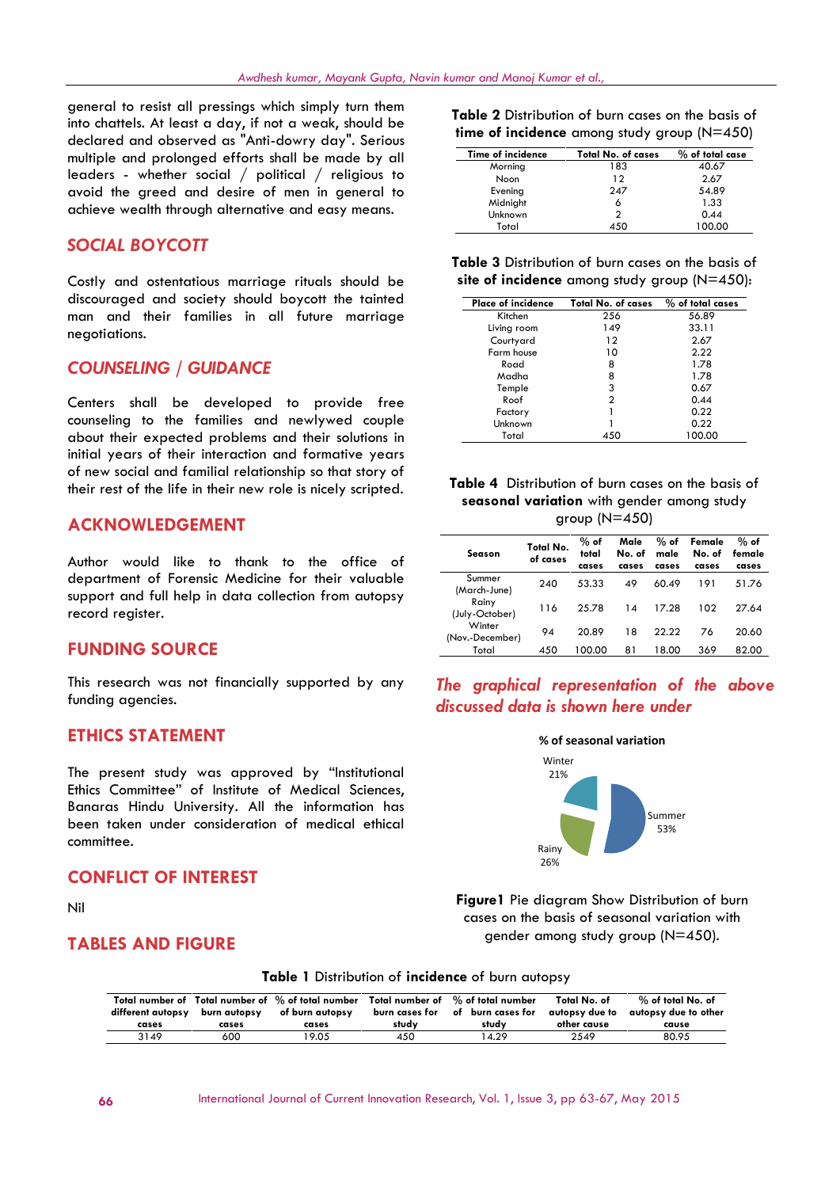general to resist all pressings which simply turn them into chattels. At least a day, if not a weak, should be declared and observed as "Anti-dowry day". Serious multiple and prolonged efforts shall be made by all leaders - whether social / political / religious to avoid the greed and desire of men in general to achieve wealth through alternative and easy means.

## SOCIAL BOYCOTT

Costly and ostentatious marriage rituals should be discouraged and society should boycott the tainted man and their families in all future marriage negotiations.

## COUNSELING / GUIDANCE

Centers shall be developed to provide free counseling to the families and newlywed couple about their expected problems and their solutions in initial years of their interaction and formative years of new social and familial relationship so that story of their rest of the life in their new role is nicely scripted.

## ACKNOWLEDGEMENT

Author would like to thank to the office of department of Forensic Medicine for their valuable support and full help in data collection from autopsy record register.

## FUNDING SOURCE

This research was not financially supported by any funding agencies.

## ETHICS STATEMENT

The present study was approved by "Institutional Ethics Committee" of Institute of Medical Sciences, Banaras Hindu University. All the information has been taken under consideration of medical ethical committee.

## CONFLICT OF INTEREST

Nil

## TABLES AND FIGURE

**Table 1** Distribution of **incidence** of burn autopsy

| Total number of different autopsy cases | Total number of burn autopsy cases | % of total number of burn autopsy cases | Total number of burn cases for study | % of total number of burn cases for study | Total No. of autopsy due to other cause | % of total No. of autopsy due to other cause |
|---|---|---|---|---|---|---|
| 3149 | 600 | 19.05 | 450 | 14.29 | 2549 | 80.95 |

**Table 2** Distribution of burn cases on the basis of **time of incidence** among study group (N=450)

| Time of incidence | Total No. of cases | % of total case |
|---|---|---|
| Morning | 183 | 40.67 |
| Noon | 12 | 2.67 |
| Evening | 247 | 54.89 |
| Midnight | 6 | 1.33 |
| Unknown | 2 | 0.44 |
| Total | 450 | 100.00 |

**Table 3** Distribution of burn cases on the basis of **site of incidence** among study group (N=450):

| Place of incidence | Total No. of cases | % of total cases |
|---|---|---|
| Kitchen | 256 | 56.89 |
| Living room | 149 | 33.11 |
| Courtyard | 12 | 2.67 |
| Farm house | 10 | 2.22 |
| Road | 8 | 1.78 |
| Madha | 8 | 1.78 |
| Temple | 3 | 0.67 |
| Roof | 2 | 0.44 |
| Factory | 1 | 0.22 |
| Unknown | 1 | 0.22 |
| Total | 450 | 100.00 |

**Table 4** Distribution of burn cases on the basis of **seasonal variation** with gender among study group (N=450)

| Season | Total No. of cases | % of total cases | Male No. of cases | % of male cases | Female No. of cases | % of female cases |
|---|---|---|---|---|---|---|
| Summer (March-June) | 240 | 53.33 | 49 | 60.49 | 191 | 51.76 |
| Rainy (July-October) | 116 | 25.78 | 14 | 17.28 | 102 | 27.64 |
| Winter (Nov.-December) | 94 | 20.89 | 18 | 22.22 | 76 | 20.60 |
| Total | 450 | 100.00 | 81 | 18.00 | 369 | 82.00 |

***The graphical representation of the above discussed data is shown here under***

% of seasonal variation

Winter 21%

Summer 53%

Rainy 26%

**Figure1** Pie diagram Show Distribution of burn cases on the basis of seasonal variation with gender among study group (N=450).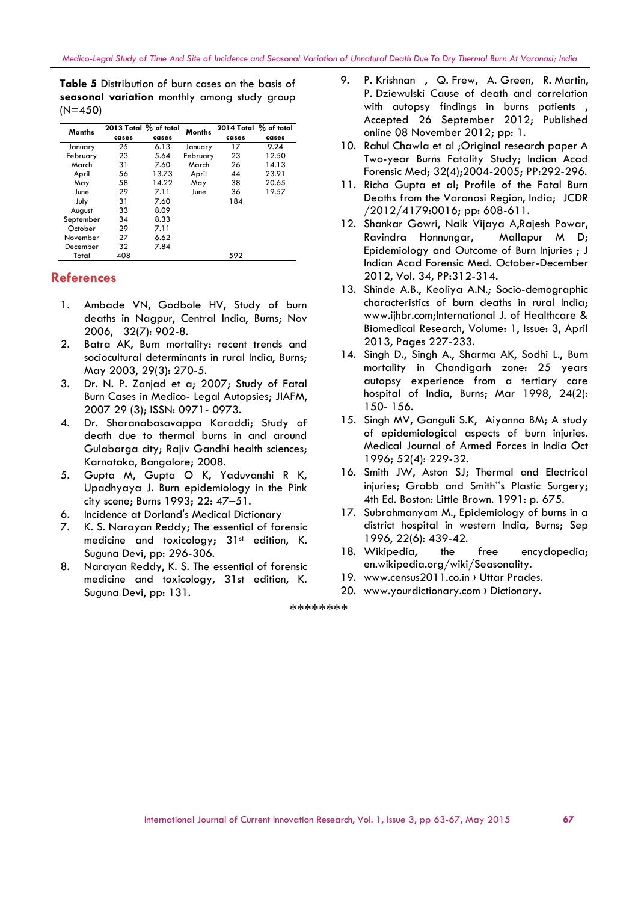**Table 5** Distribution of burn cases on the basis of **seasonal variation** monthly among study group (N=450)

| Months | 2013 Total cases | % of total cases | Months | 2014 Total cases | % of total cases |
|---|---|---|---|---|---|
| January | 25 | 6.13 | January | 17 | 9.24 |
| February | 23 | 5.64 | February | 23 | 12.50 |
| March | 31 | 7.60 | March | 26 | 14.13 |
| April | 56 | 13.73 | April | 44 | 23.91 |
| May | 58 | 14.22 | May | 38 | 20.65 |
| June | 29 | 7.11 | June | 36 | 19.57 |
| July | 31 | 7.60 | | 184 | |
| August | 33 | 8.09 | | | |
| September | 34 | 8.33 | | | |
| October | 29 | 7.11 | | | |
| November | 27 | 6.62 | | | |
| December | 32 | 7.84 | | | |
| Total | 408 | | | 592 | |

## References

1. Ambade VN, Godbole HV, Study of burn deaths in Nagpur, Central India, Burns; Nov 2006, 32(7): 902-8.
2. Batra AK, Burn mortality: recent trends and sociocultural determinants in rural India, Burns; May 2003, 29(3): 270-5.
3. Dr. N. P. Zanjad et a; 2007; Study of Fatal Burn Cases in Medico- Legal Autopsies; JIAFM, 2007 29 (3); ISSN: 0971- 0973.
4. Dr. Sharanabasavappa Karaddi; Study of death due to thermal burns in and around Gulabarga city; Rajiv Gandhi health sciences; Karnataka, Bangalore; 2008.
5. Gupta M, Gupta O K, Yaduvanshi R K, Upadhyaya J. Burn epidemiology in the Pink city scene; Burns 1993; 22: 47–51.
6. Incidence at Dorland's Medical Dictionary
7. K. S. Narayan Reddy; The essential of forensic medicine and toxicology; 31st edition, K. Suguna Devi, pp: 296-306.
8. Narayan Reddy, K. S. The essential of forensic medicine and toxicology, 31st edition, K. Suguna Devi, pp: 131.
9. P. Krishnan , Q. Frew, A. Green, R. Martin, P. Dziewulski Cause of death and correlation with autopsy findings in burns patients , Accepted 26 September 2012; Published online 08 November 2012; pp: 1.
10. Rahul Chawla et al ;Original research paper A Two-year Burns Fatality Study; Indian Acad Forensic Med; 32(4);2004-2005; PP:292-296.
11. Richa Gupta et al; Profile of the Fatal Burn Deaths from the Varanasi Region, India; JCDR /2012/4179:0016; pp: 608-611.
12. Shankar Gowri, Naik Vijaya A,Rajesh Powar, Ravindra Honnungar, Mallapur M D; Epidemiology and Outcome of Burn Injuries ; J Indian Acad Forensic Med. October-December 2012, Vol. 34, PP:312-314.
13. Shinde A.B., Keoliya A.N.; Socio-demographic characteristics of burn deaths in rural India; www.ijhbr.com;International J. of Healthcare & Biomedical Research, Volume: 1, Issue: 3, April 2013, Pages 227-233.
14. Singh D., Singh A., Sharma AK, Sodhi L., Burn mortality in Chandigarh zone: 25 years autopsy experience from a tertiary care hospital of India, Burns; Mar 1998, 24(2): 150- 156.
15. Singh MV, Ganguli S.K, Aiyanna BM; A study of epidemiological aspects of burn injuries. Medical Journal of Armed Forces in India Oct 1996; 52(4): 229-32.
16. Smith JW, Aston SJ; Thermal and Electrical injuries; Grabb and Smith‟s Plastic Surgery; 4th Ed. Boston: Little Brown. 1991: p. 675.
17. Subrahmanyam M., Epidemiology of burns in a district hospital in western India, Burns; Sep 1996, 22(6): 439-42.
18. Wikipedia, the free encyclopedia; en.wikipedia.org/wiki/Seasonality.
19. www.census2011.co.in › Uttar Prades.
20. www.yourdictionary.com › Dictionary.

********